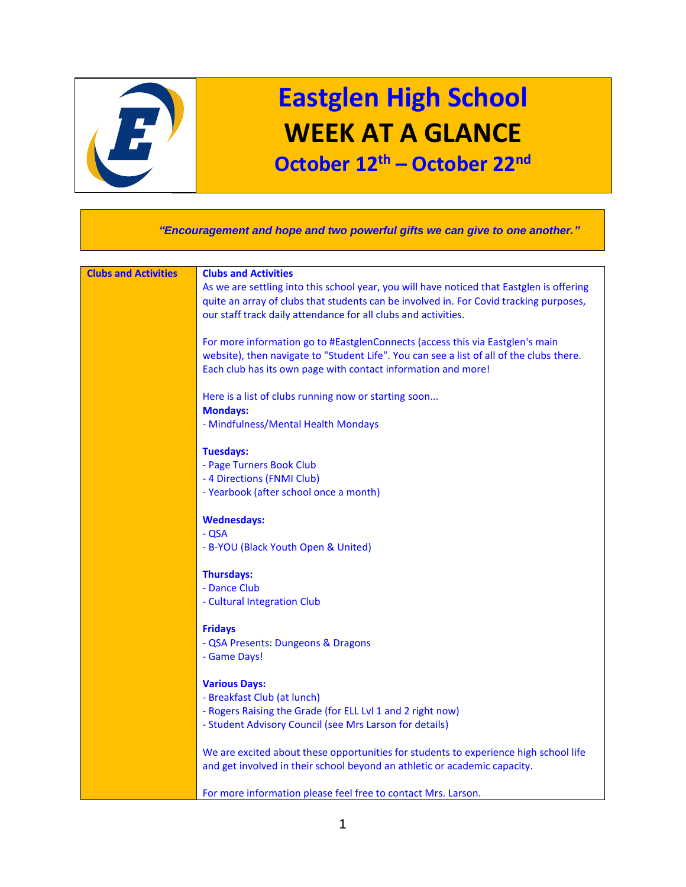# Eastglen High School

## WEEK AT A GLANCE

### October 12th – October 22nd

*"Encouragement and hope and two powerful gifts we can give to one another."*

| Clubs and Activities | Clubs and Activities |
|---|---|

**Clubs and Activities**

As we are settling into this school year, you will have noticed that Eastglen is offering quite an array of clubs that students can be involved in. For Covid tracking purposes, our staff track daily attendance for all clubs and activities.

For more information go to #EastglenConnects (access this via Eastglen's main website), then navigate to "Student Life". You can see a list of all of the clubs there. Each club has its own page with contact information and more!

Here is a list of clubs running now or starting soon...

**Mondays:**
- Mindfulness/Mental Health Mondays

**Tuesdays:**
- Page Turners Book Club
- 4 Directions (FNMI Club)
- Yearbook (after school once a month)

**Wednesdays:**
- QSA
- B-YOU (Black Youth Open & United)

**Thursdays:**
- Dance Club
- Cultural Integration Club

**Fridays**
- QSA Presents: Dungeons & Dragons
- Game Days!

**Various Days:**
- Breakfast Club (at lunch)
- Rogers Raising the Grade (for ELL Lvl 1 and 2 right now)
- Student Advisory Council (see Mrs Larson for details)

We are excited about these opportunities for students to experience high school life and get involved in their school beyond an athletic or academic capacity.

For more information please feel free to contact Mrs. Larson.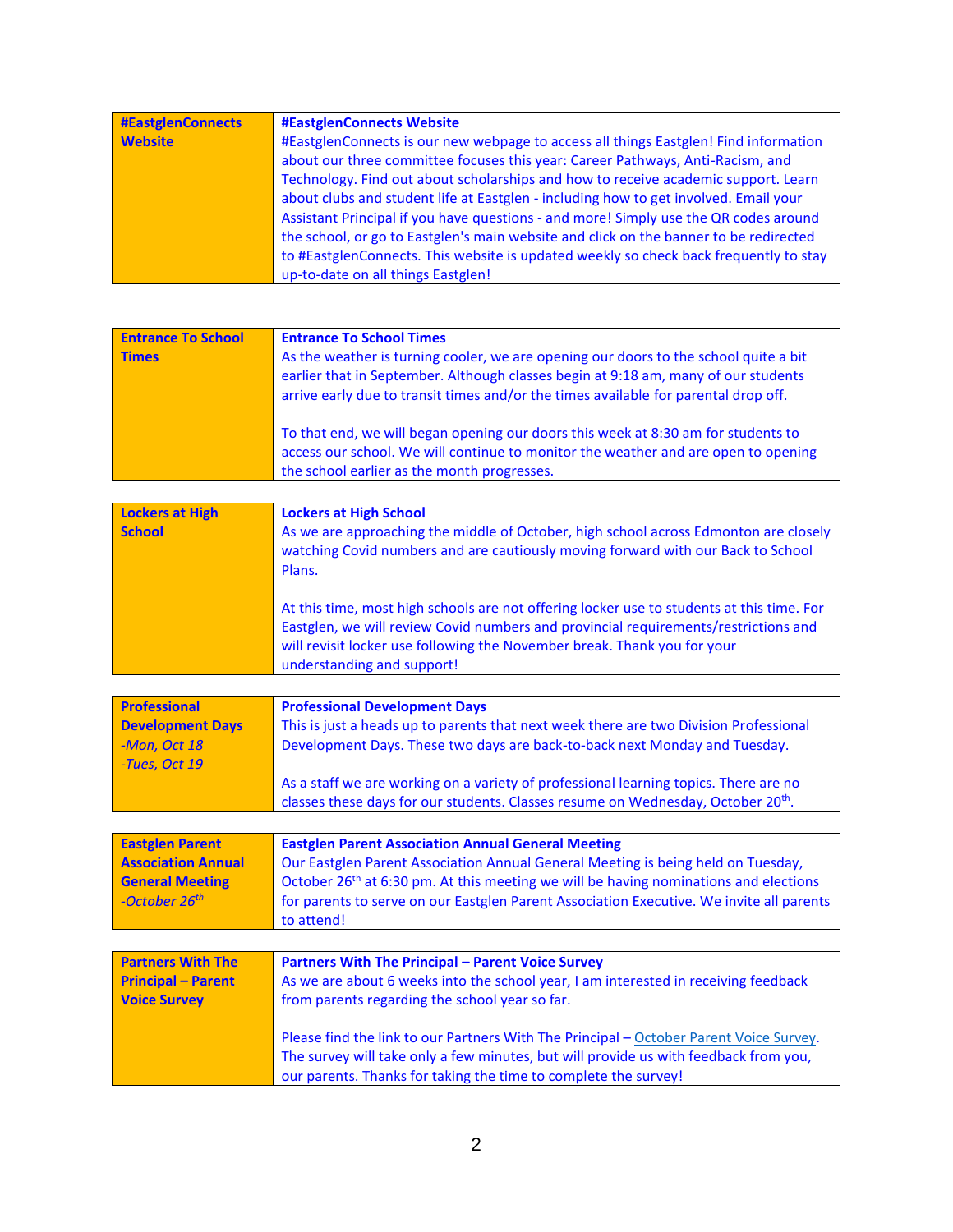| | |
|---|---|
| **#EastglenConnects Website** | **#EastglenConnects Website**<br>#EastglenConnects is our new webpage to access all things Eastglen! Find information about our three committee focuses this year: Career Pathways, Anti-Racism, and Technology. Find out about scholarships and how to receive academic support. Learn about clubs and student life at Eastglen - including how to get involved. Email your Assistant Principal if you have questions - and more! Simply use the QR codes around the school, or go to Eastglen's main website and click on the banner to be redirected to #EastglenConnects. This website is updated weekly so check back frequently to stay up-to-date on all things Eastglen! |

| | |
|---|---|
| **Entrance To School Times** | **Entrance To School Times**<br>As the weather is turning cooler, we are opening our doors to the school quite a bit earlier that in September. Although classes begin at 9:18 am, many of our students arrive early due to transit times and/or the times available for parental drop off.<br><br>To that end, we will began opening our doors this week at 8:30 am for students to access our school. We will continue to monitor the weather and are open to opening the school earlier as the month progresses. |

| | |
|---|---|
| **Lockers at High School** | **Lockers at High School**<br>As we are approaching the middle of October, high school across Edmonton are closely watching Covid numbers and are cautiously moving forward with our Back to School Plans.<br><br>At this time, most high schools are not offering locker use to students at this time. For Eastglen, we will review Covid numbers and provincial requirements/restrictions and will revisit locker use following the November break. Thank you for your understanding and support! |

| | |
|---|---|
| **Professional Development Days**<br>*-Mon, Oct 18*<br>*-Tues, Oct 19* | **Professional Development Days**<br>This is just a heads up to parents that next week there are two Division Professional Development Days. These two days are back-to-back next Monday and Tuesday.<br><br>As a staff we are working on a variety of professional learning topics. There are no classes these days for our students. Classes resume on Wednesday, October 20th. |

| | |
|---|---|
| **Eastglen Parent Association Annual General Meeting**<br>*-October 26th* | **Eastglen Parent Association Annual General Meeting**<br>Our Eastglen Parent Association Annual General Meeting is being held on Tuesday, October 26th at 6:30 pm. At this meeting we will be having nominations and elections for parents to serve on our Eastglen Parent Association Executive. We invite all parents to attend! |

| | |
|---|---|
| **Partners With The Principal – Parent Voice Survey** | **Partners With The Principal – Parent Voice Survey**<br>As we are about 6 weeks into the school year, I am interested in receiving feedback from parents regarding the school year so far.<br><br>Please find the link to our Partners With The Principal – October Parent Voice Survey. The survey will take only a few minutes, but will provide us with feedback from you, our parents. Thanks for taking the time to complete the survey! |